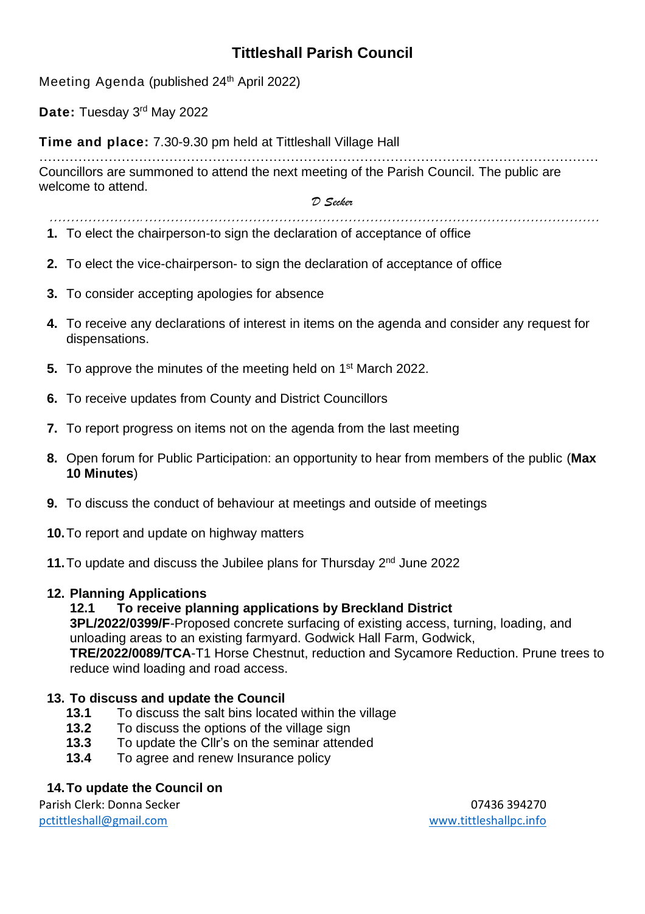# Tittleshall Parish Council

Meeting Agenda (published 24th April 2022)

**Date:** Tuesday 3rd May 2022

**Time and place:** 7.30-9.30 pm held at Tittleshall Village Hall

Councillors are summoned to attend the next meeting of the Parish Council. The public are welcome to attend.

*D Secker*

1. To elect the chairperson-to sign the declaration of acceptance of office
2. To elect the vice-chairperson- to sign the declaration of acceptance of office
3. To consider accepting apologies for absence
4. To receive any declarations of interest in items on the agenda and consider any request for dispensations.
5. To approve the minutes of the meeting held on 1st March 2022.
6. To receive updates from County and District Councillors
7. To report progress on items not on the agenda from the last meeting
8. Open forum for Public Participation: an opportunity to hear from members of the public (**Max 10 Minutes**)
9. To discuss the conduct of behaviour at meetings and outside of meetings
10. To report and update on highway matters
11. To update and discuss the Jubilee plans for Thursday 2nd June 2022
12. **Planning Applications**

    **12.1 To receive planning applications by Breckland District**

    **3PL/2022/0399/F**-Proposed concrete surfacing of existing access, turning, loading, and unloading areas to an existing farmyard. Godwick Hall Farm, Godwick,
    **TRE/2022/0089/TCA**-T1 Horse Chestnut, reduction and Sycamore Reduction. Prune trees to reduce wind loading and road access.

13. **To discuss and update the Council**

    **13.1** To discuss the salt bins located within the village
    **13.2** To discuss the options of the village sign
    **13.3** To update the Cllr's on the seminar attended
    **13.4** To agree and renew Insurance policy

14. **To update the Council on**

Parish Clerk: Donna Secker 07436 394270
pctittleshall@gmail.com www.tittleshallpc.info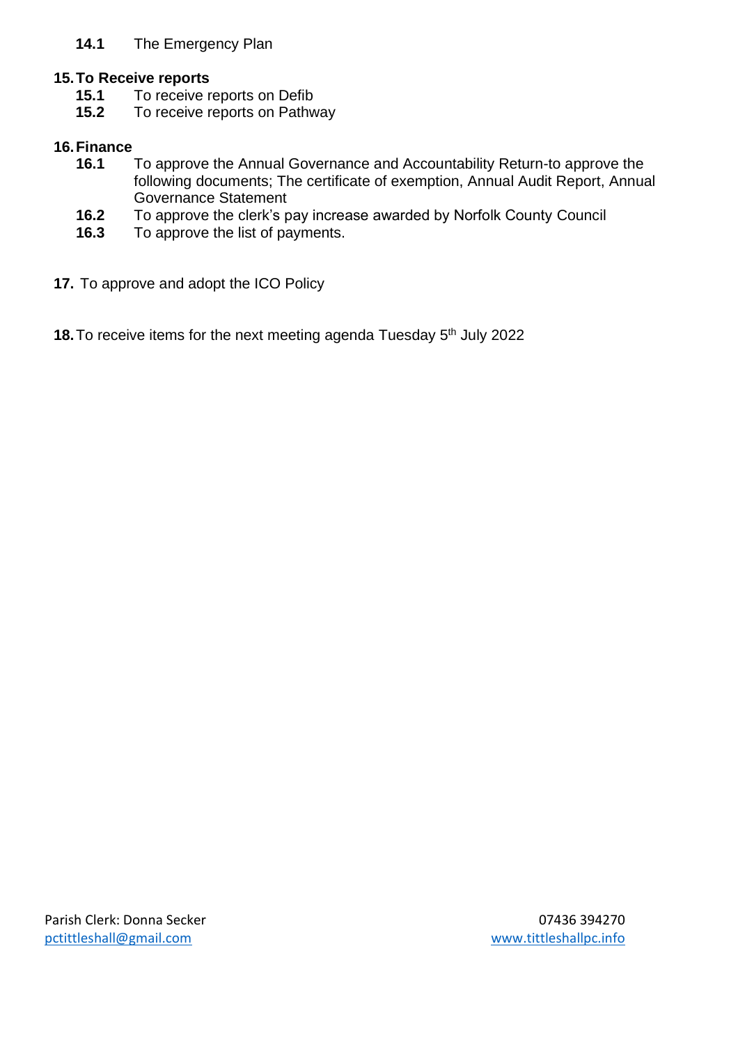**14.1** The Emergency Plan

**15. To Receive reports**

**15.1** To receive reports on Defib

**15.2** To receive reports on Pathway

**16. Finance**

**16.1** To approve the Annual Governance and Accountability Return-to approve the following documents; The certificate of exemption, Annual Audit Report, Annual Governance Statement

**16.2** To approve the clerk's pay increase awarded by Norfolk County Council

**16.3** To approve the list of payments.

**17.** To approve and adopt the ICO Policy

**18.** To receive items for the next meeting agenda Tuesday 5th July 2022

Parish Clerk: Donna Secker
pctittleshall@gmail.com

07436 394270
www.tittleshallpc.info